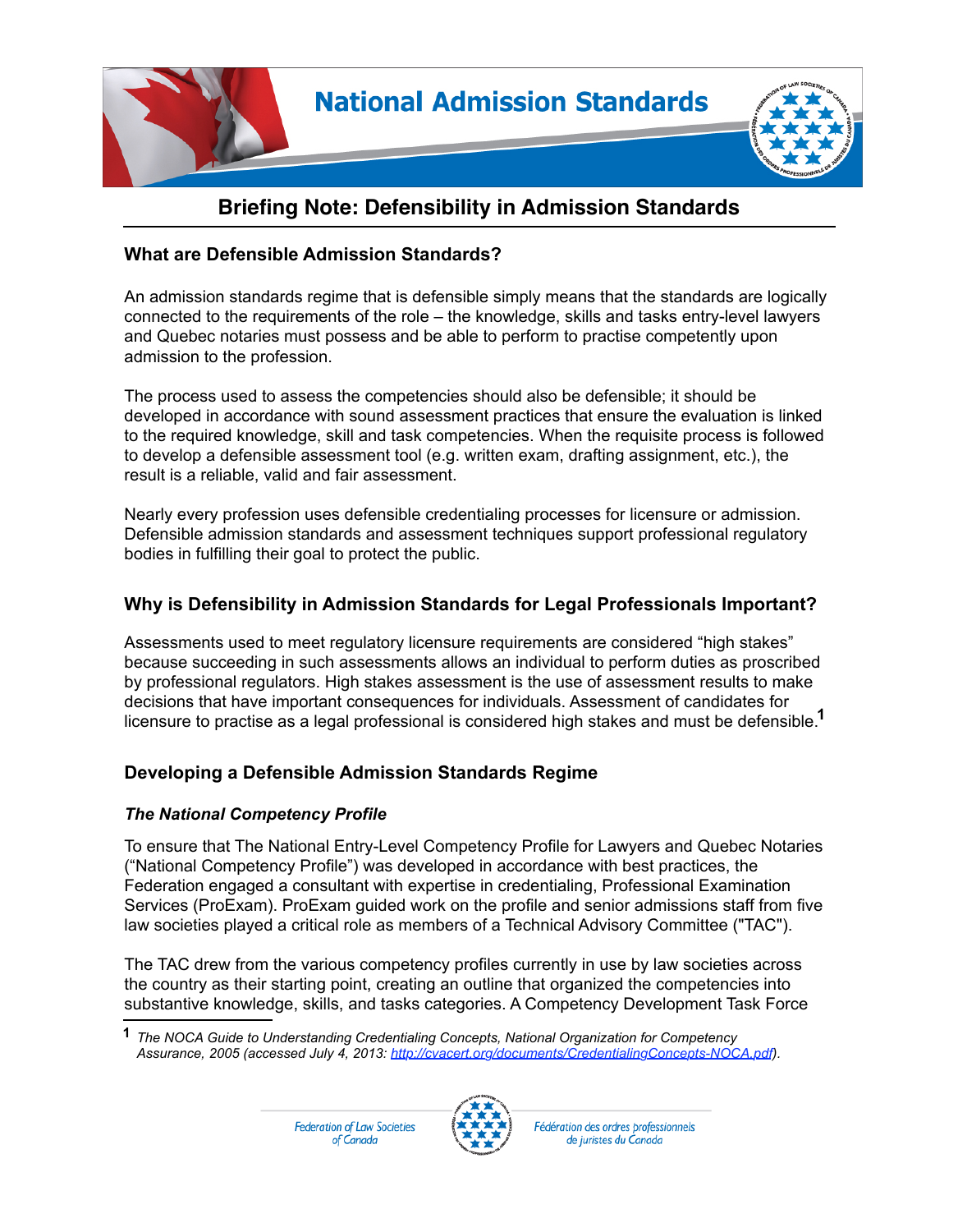# National Admission Standards

## Briefing Note: Defensibility in Admission Standards

### What are Defensible Admission Standards?

An admission standards regime that is defensible simply means that the standards are logically connected to the requirements of the role – the knowledge, skills and tasks entry-level lawyers and Quebec notaries must possess and be able to perform to practise competently upon admission to the profession.

The process used to assess the competencies should also be defensible; it should be developed in accordance with sound assessment practices that ensure the evaluation is linked to the required knowledge, skill and task competencies. When the requisite process is followed to develop a defensible assessment tool (e.g. written exam, drafting assignment, etc.), the result is a reliable, valid and fair assessment.

Nearly every profession uses defensible credentialing processes for licensure or admission. Defensible admission standards and assessment techniques support professional regulatory bodies in fulfilling their goal to protect the public.

### Why is Defensibility in Admission Standards for Legal Professionals Important?

Assessments used to meet regulatory licensure requirements are considered "high stakes" because succeeding in such assessments allows an individual to perform duties as proscribed by professional regulators. High stakes assessment is the use of assessment results to make decisions that have important consequences for individuals. Assessment of candidates for licensure to practise as a legal professional is considered high stakes and must be defensible.[1]

### Developing a Defensible Admission Standards Regime

#### *The National Competency Profile*

To ensure that The National Entry-Level Competency Profile for Lawyers and Quebec Notaries ("National Competency Profile") was developed in accordance with best practices, the Federation engaged a consultant with expertise in credentialing, Professional Examination Services (ProExam). ProExam guided work on the profile and senior admissions staff from five law societies played a critical role as members of a Technical Advisory Committee ("TAC").

The TAC drew from the various competency profiles currently in use by law societies across the country as their starting point, creating an outline that organized the competencies into substantive knowledge, skills, and tasks categories. A Competency Development Task Force

---

[1] *The NOCA Guide to Understanding Credentialing Concepts, National Organization for Competency Assurance, 2005 (accessed July 4, 2013: http://cvacert.org/documents/CredentialingConcepts-NOCA.pdf).*

Federation of Law Societies of Canada — Fédération des ordres professionnels de juristes du Canada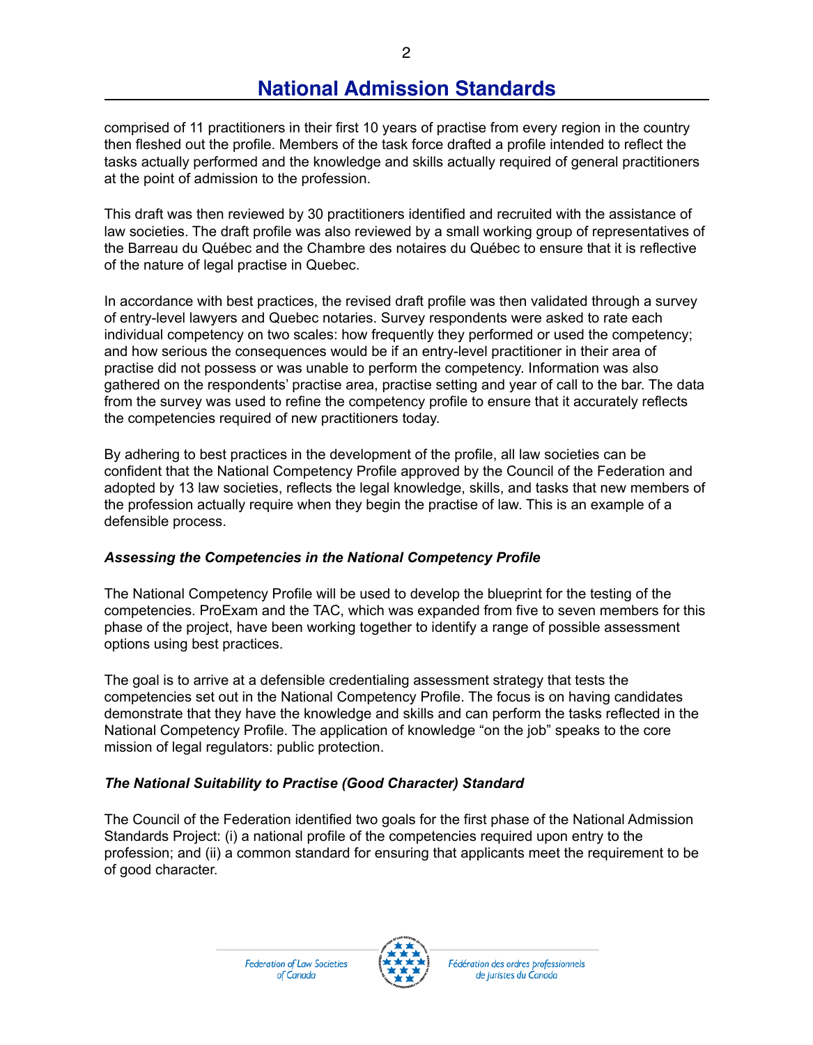comprised of 11 practitioners in their first 10 years of practise from every region in the country then fleshed out the profile. Members of the task force drafted a profile intended to reflect the tasks actually performed and the knowledge and skills actually required of general practitioners at the point of admission to the profession.

This draft was then reviewed by 30 practitioners identified and recruited with the assistance of law societies. The draft profile was also reviewed by a small working group of representatives of the Barreau du Québec and the Chambre des notaires du Québec to ensure that it is reflective of the nature of legal practise in Quebec.

In accordance with best practices, the revised draft profile was then validated through a survey of entry-level lawyers and Quebec notaries. Survey respondents were asked to rate each individual competency on two scales: how frequently they performed or used the competency; and how serious the consequences would be if an entry-level practitioner in their area of practise did not possess or was unable to perform the competency. Information was also gathered on the respondents' practise area, practise setting and year of call to the bar. The data from the survey was used to refine the competency profile to ensure that it accurately reflects the competencies required of new practitioners today.

By adhering to best practices in the development of the profile, all law societies can be confident that the National Competency Profile approved by the Council of the Federation and adopted by 13 law societies, reflects the legal knowledge, skills, and tasks that new members of the profession actually require when they begin the practise of law. This is an example of a defensible process.

### *Assessing the Competencies in the National Competency Profile*

The National Competency Profile will be used to develop the blueprint for the testing of the competencies. ProExam and the TAC, which was expanded from five to seven members for this phase of the project, have been working together to identify a range of possible assessment options using best practices.

The goal is to arrive at a defensible credentialing assessment strategy that tests the competencies set out in the National Competency Profile. The focus is on having candidates demonstrate that they have the knowledge and skills and can perform the tasks reflected in the National Competency Profile. The application of knowledge "on the job" speaks to the core mission of legal regulators: public protection.

### *The National Suitability to Practise (Good Character) Standard*

The Council of the Federation identified two goals for the first phase of the National Admission Standards Project: (i) a national profile of the competencies required upon entry to the profession; and (ii) a common standard for ensuring that applicants meet the requirement to be of good character.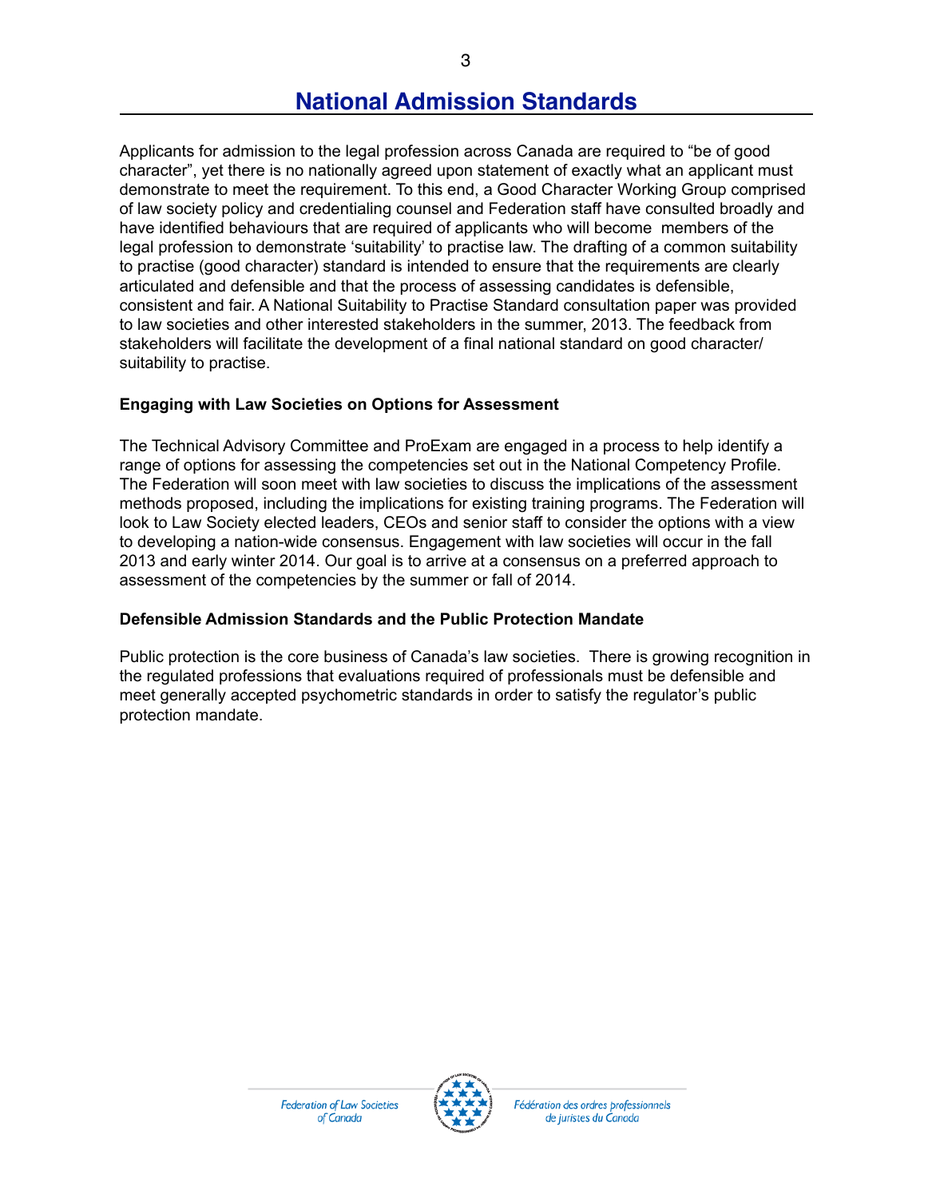## National Admission Standards

Applicants for admission to the legal profession across Canada are required to "be of good character", yet there is no nationally agreed upon statement of exactly what an applicant must demonstrate to meet the requirement. To this end, a Good Character Working Group comprised of law society policy and credentialing counsel and Federation staff have consulted broadly and have identified behaviours that are required of applicants who will become members of the legal profession to demonstrate 'suitability' to practise law. The drafting of a common suitability to practise (good character) standard is intended to ensure that the requirements are clearly articulated and defensible and that the process of assessing candidates is defensible, consistent and fair. A National Suitability to Practise Standard consultation paper was provided to law societies and other interested stakeholders in the summer, 2013. The feedback from stakeholders will facilitate the development of a final national standard on good character/ suitability to practise.

**Engaging with Law Societies on Options for Assessment**

The Technical Advisory Committee and ProExam are engaged in a process to help identify a range of options for assessing the competencies set out in the National Competency Profile. The Federation will soon meet with law societies to discuss the implications of the assessment methods proposed, including the implications for existing training programs. The Federation will look to Law Society elected leaders, CEOs and senior staff to consider the options with a view to developing a nation-wide consensus. Engagement with law societies will occur in the fall 2013 and early winter 2014. Our goal is to arrive at a consensus on a preferred approach to assessment of the competencies by the summer or fall of 2014.

**Defensible Admission Standards and the Public Protection Mandate**

Public protection is the core business of Canada's law societies. There is growing recognition in the regulated professions that evaluations required of professionals must be defensible and meet generally accepted psychometric standards in order to satisfy the regulator's public protection mandate.